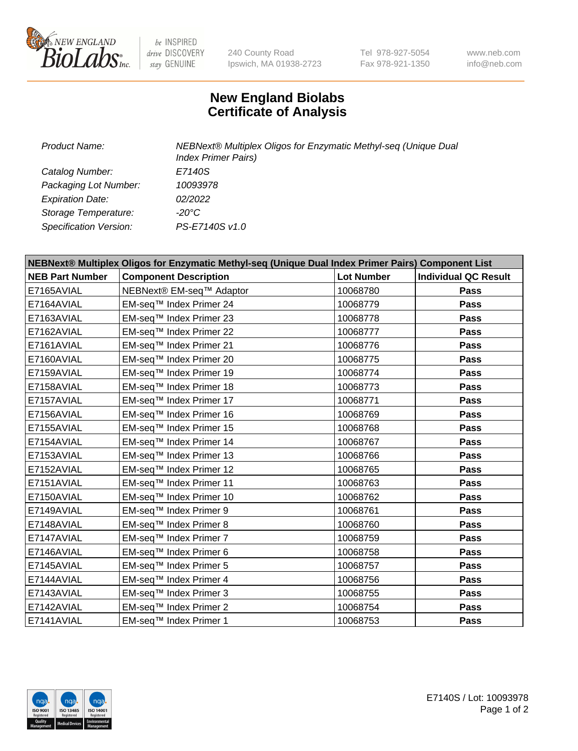240 County Road
Ipswich, MA 01938-2723

Tel 978-927-5054
Fax 978-921-1350

www.neb.com
info@neb.com

# New England Biolabs
# Certificate of Analysis

| | |
|---|---|
| *Product Name:* | *NEBNext® Multiplex Oligos for Enzymatic Methyl-seq (Unique Dual Index Primer Pairs)* |
| *Catalog Number:* | *E7140S* |
| *Packaging Lot Number:* | *10093978* |
| *Expiration Date:* | *02/2022* |
| *Storage Temperature:* | *-20°C* |
| *Specification Version:* | *PS-E7140S v1.0* |

| **NEBNext® Multiplex Oligos for Enzymatic Methyl-seq (Unique Dual Index Primer Pairs) Component List** | | | |
|---|---|---|---|
| **NEB Part Number** | **Component Description** | **Lot Number** | **Individual QC Result** |
| E7165AVIAL | NEBNext® EM-seq™ Adaptor | 10068780 | **Pass** |
| E7164AVIAL | EM-seq™ Index Primer 24 | 10068779 | **Pass** |
| E7163AVIAL | EM-seq™ Index Primer 23 | 10068778 | **Pass** |
| E7162AVIAL | EM-seq™ Index Primer 22 | 10068777 | **Pass** |
| E7161AVIAL | EM-seq™ Index Primer 21 | 10068776 | **Pass** |
| E7160AVIAL | EM-seq™ Index Primer 20 | 10068775 | **Pass** |
| E7159AVIAL | EM-seq™ Index Primer 19 | 10068774 | **Pass** |
| E7158AVIAL | EM-seq™ Index Primer 18 | 10068773 | **Pass** |
| E7157AVIAL | EM-seq™ Index Primer 17 | 10068771 | **Pass** |
| E7156AVIAL | EM-seq™ Index Primer 16 | 10068769 | **Pass** |
| E7155AVIAL | EM-seq™ Index Primer 15 | 10068768 | **Pass** |
| E7154AVIAL | EM-seq™ Index Primer 14 | 10068767 | **Pass** |
| E7153AVIAL | EM-seq™ Index Primer 13 | 10068766 | **Pass** |
| E7152AVIAL | EM-seq™ Index Primer 12 | 10068765 | **Pass** |
| E7151AVIAL | EM-seq™ Index Primer 11 | 10068763 | **Pass** |
| E7150AVIAL | EM-seq™ Index Primer 10 | 10068762 | **Pass** |
| E7149AVIAL | EM-seq™ Index Primer 9 | 10068761 | **Pass** |
| E7148AVIAL | EM-seq™ Index Primer 8 | 10068760 | **Pass** |
| E7147AVIAL | EM-seq™ Index Primer 7 | 10068759 | **Pass** |
| E7146AVIAL | EM-seq™ Index Primer 6 | 10068758 | **Pass** |
| E7145AVIAL | EM-seq™ Index Primer 5 | 10068757 | **Pass** |
| E7144AVIAL | EM-seq™ Index Primer 4 | 10068756 | **Pass** |
| E7143AVIAL | EM-seq™ Index Primer 3 | 10068755 | **Pass** |
| E7142AVIAL | EM-seq™ Index Primer 2 | 10068754 | **Pass** |
| E7141AVIAL | EM-seq™ Index Primer 1 | 10068753 | **Pass** |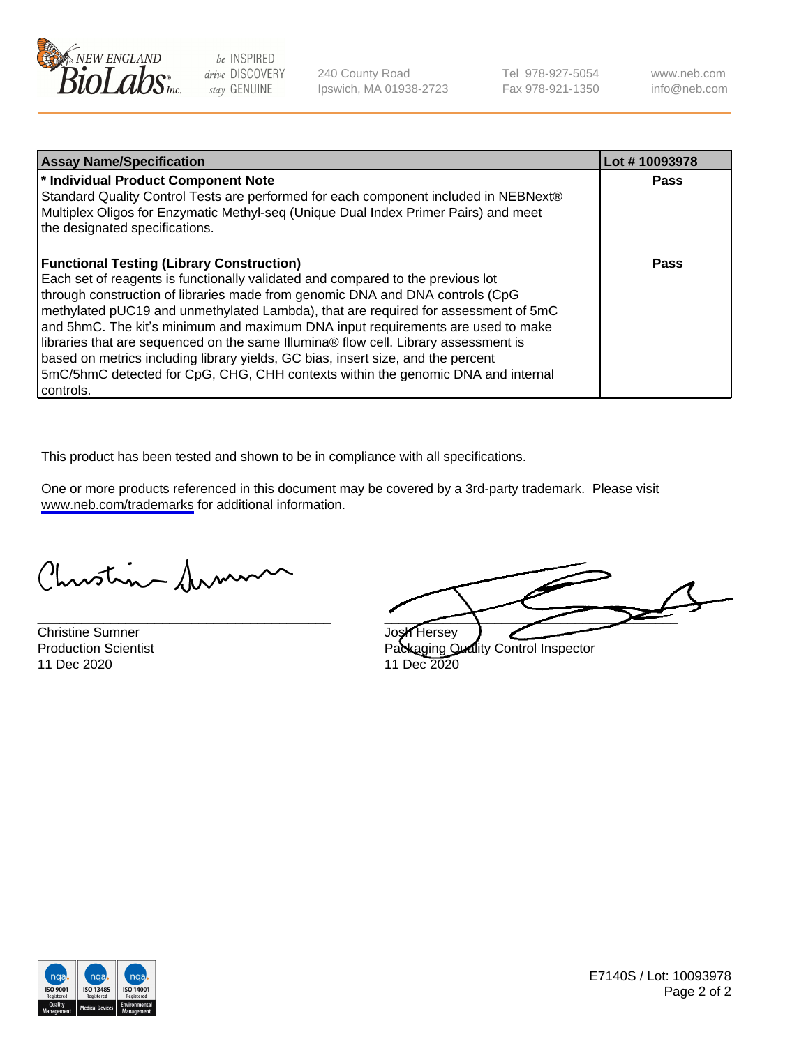| Assay Name/Specification | Lot # 10093978 |
|---|---|
| **\* Individual Product Component Note**<br>Standard Quality Control Tests are performed for each component included in NEBNext® Multiplex Oligos for Enzymatic Methyl-seq (Unique Dual Index Primer Pairs) and meet the designated specifications. | **Pass** |
| **Functional Testing (Library Construction)**<br>Each set of reagents is functionally validated and compared to the previous lot through construction of libraries made from genomic DNA and DNA controls (CpG methylated pUC19 and unmethylated Lambda), that are required for assessment of 5mC and 5hmC. The kit's minimum and maximum DNA input requirements are used to make libraries that are sequenced on the same Illumina® flow cell. Library assessment is based on metrics including library yields, GC bias, insert size, and the percent 5mC/5hmC detected for CpG, CHG, CHH contexts within the genomic DNA and internal controls. | **Pass** |

This product has been tested and shown to be in compliance with all specifications.

One or more products referenced in this document may be covered by a 3rd-party trademark. Please visit www.neb.com/trademarks for additional information.

Christine Sumner
Production Scientist
11 Dec 2020

Josh Hersey
Packaging Quality Control Inspector
11 Dec 2020

E7140S / Lot: 10093978